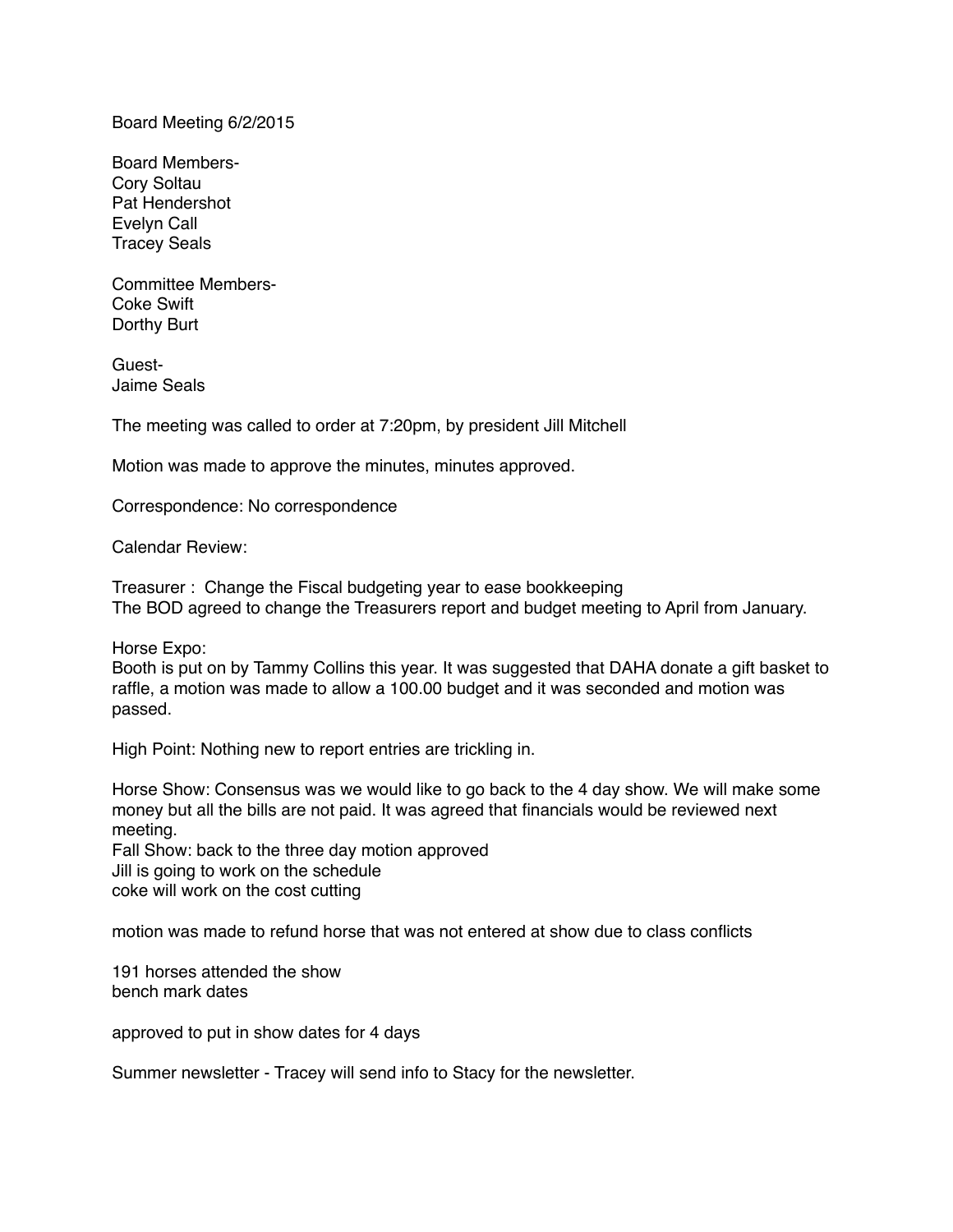Board Meeting 6/2/2015

Board Members-
Cory Soltau
Pat Hendershot
Evelyn Call
Tracey Seals

Committee Members-
Coke Swift
Dorthy Burt

Guest-
Jaime Seals

The meeting was called to order at 7:20pm, by president Jill Mitchell

Motion was made to approve the minutes, minutes approved.

Correspondence: No correspondence

Calendar Review:

Treasurer : Change the Fiscal budgeting year to ease bookkeeping
The BOD agreed to change the Treasurers report and budget meeting to April from January.

Horse Expo:
Booth is put on by Tammy Collins this year. It was suggested that DAHA donate a gift basket to raffle, a motion was made to allow a 100.00 budget and it was seconded and motion was passed.

High Point: Nothing new to report entries are trickling in.

Horse Show: Consensus was we would like to go back to the 4 day show. We will make some money but all the bills are not paid. It was agreed that financials would be reviewed next meeting.
Fall Show: back to the three day motion approved
Jill is going to work on the schedule
coke will work on the cost cutting

motion was made to refund horse that was not entered at show due to class conflicts

191 horses attended the show
bench mark dates

approved to put in show dates for 4 days

Summer newsletter - Tracey will send info to Stacy for the newsletter.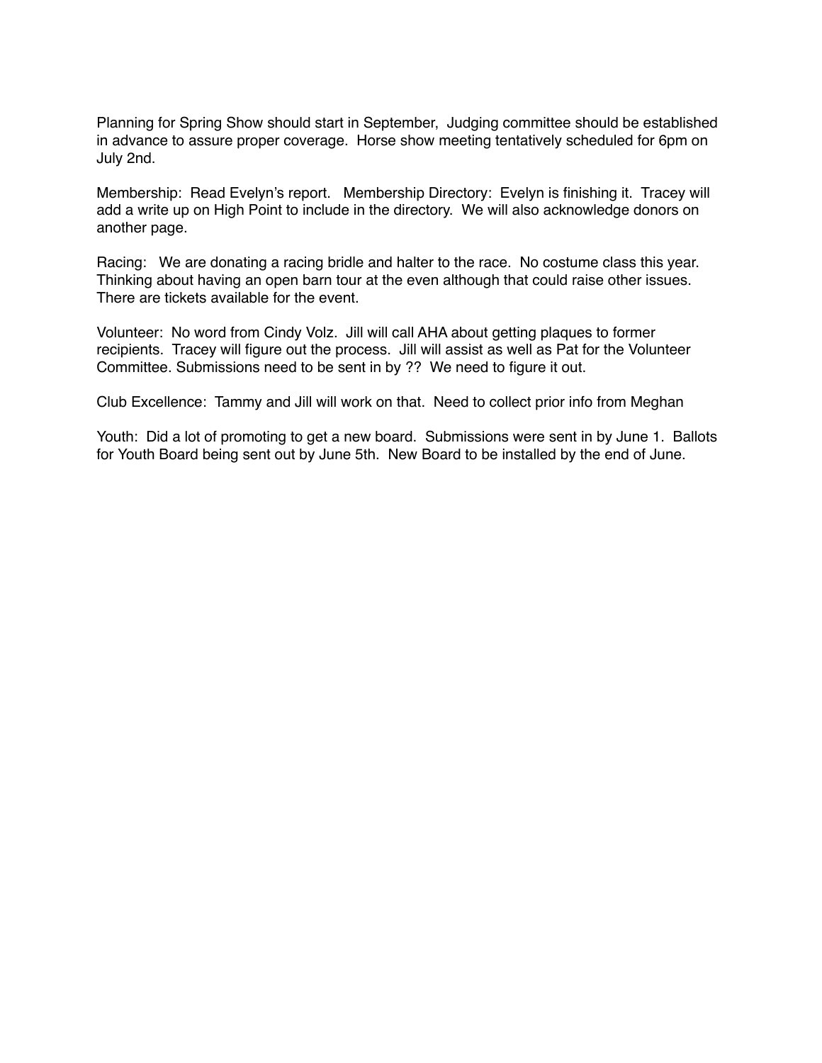Planning for Spring Show should start in September,  Judging committee should be established in advance to assure proper coverage.  Horse show meeting tentatively scheduled for 6pm on July 2nd.

Membership:  Read Evelyn's report.   Membership Directory:  Evelyn is finishing it.  Tracey will add a write up on High Point to include in the directory.  We will also acknowledge donors on another page.

Racing:   We are donating a racing bridle and halter to the race.  No costume class this year.  Thinking about having an open barn tour at the even although that could raise other issues.  There are tickets available for the event.

Volunteer:  No word from Cindy Volz.  Jill will call AHA about getting plaques to former recipients.  Tracey will figure out the process.  Jill will assist as well as Pat for the Volunteer Committee. Submissions need to be sent in by ??  We need to figure it out.

Club Excellence:  Tammy and Jill will work on that.  Need to collect prior info from Meghan

Youth:  Did a lot of promoting to get a new board.  Submissions were sent in by June 1.  Ballots for Youth Board being sent out by June 5th.  New Board to be installed by the end of June.